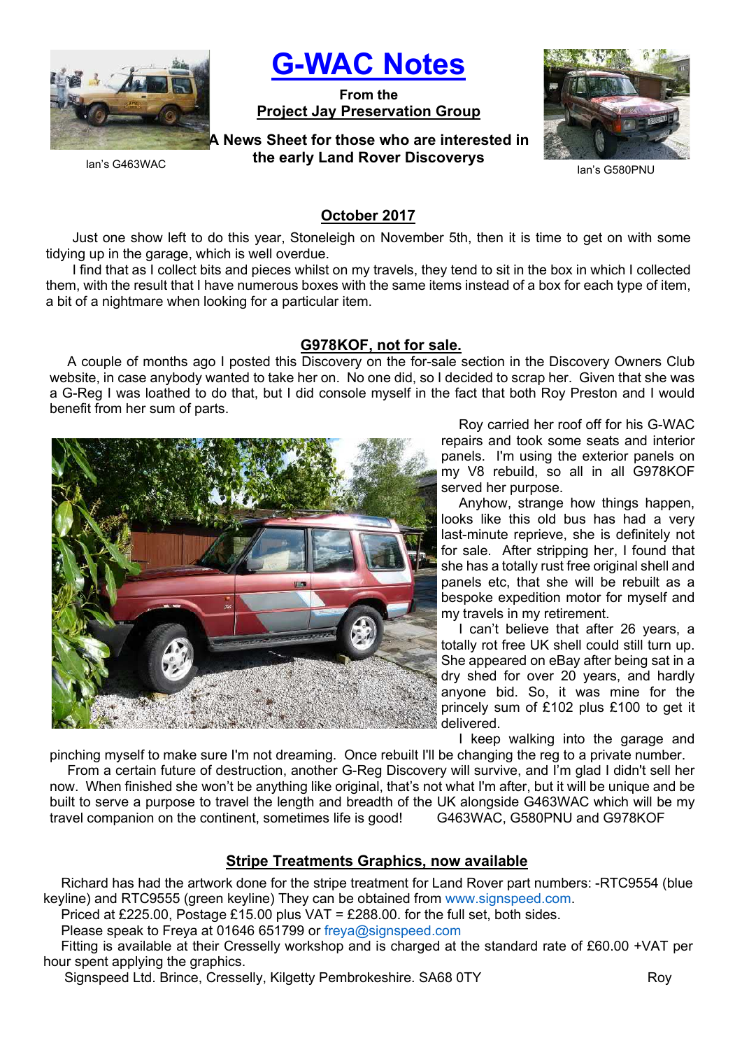# G-WAC Notes

**From the**
**Project Jay Preservation Group**

**A News Sheet for those who are interested in the early Land Rover Discoverys**

Ian's G463WAC

Ian's G580PNU

## October 2017

Just one show left to do this year, Stoneleigh on November 5th, then it is time to get on with some tidying up in the garage, which is well overdue.

I find that as I collect bits and pieces whilst on my travels, they tend to sit in the box in which I collected them, with the result that I have numerous boxes with the same items instead of a box for each type of item, a bit of a nightmare when looking for a particular item.

## G978KOF, not for sale.

A couple of months ago I posted this Discovery on the for-sale section in the Discovery Owners Club website, in case anybody wanted to take her on. No one did, so I decided to scrap her. Given that she was a G-Reg I was loathed to do that, but I did console myself in the fact that both Roy Preston and I would benefit from her sum of parts.

Roy carried her roof off for his G-WAC repairs and took some seats and interior panels. I'm using the exterior panels on my V8 rebuild, so all in all G978KOF served her purpose.

Anyhow, strange how things happen, looks like this old bus has had a very last-minute reprieve, she is definitely not for sale. After stripping her, I found that she has a totally rust free original shell and panels etc, that she will be rebuilt as a bespoke expedition motor for myself and my travels in my retirement.

I can't believe that after 26 years, a totally rot free UK shell could still turn up. She appeared on eBay after being sat in a dry shed for over 20 years, and hardly anyone bid. So, it was mine for the princely sum of £102 plus £100 to get it delivered.

I keep walking into the garage and pinching myself to make sure I'm not dreaming. Once rebuilt I'll be changing the reg to a private number.

From a certain future of destruction, another G-Reg Discovery will survive, and I'm glad I didn't sell her now. When finished she won't be anything like original, that's not what I'm after, but it will be unique and be built to serve a purpose to travel the length and breadth of the UK alongside G463WAC which will be my travel companion on the continent, sometimes life is good! G463WAC, G580PNU and G978KOF

## Stripe Treatments Graphics, now available

Richard has had the artwork done for the stripe treatment for Land Rover part numbers: -RTC9554 (blue keyline) and RTC9555 (green keyline) They can be obtained from www.signspeed.com.

Priced at £225.00, Postage £15.00 plus VAT = £288.00. for the full set, both sides.

Please speak to Freya at 01646 651799 or freya@signspeed.com

Fitting is available at their Cresselly workshop and is charged at the standard rate of £60.00 +VAT per hour spent applying the graphics.

Signspeed Ltd. Brince, Cresselly, Kilgetty Pembrokeshire. SA68 0TY

Roy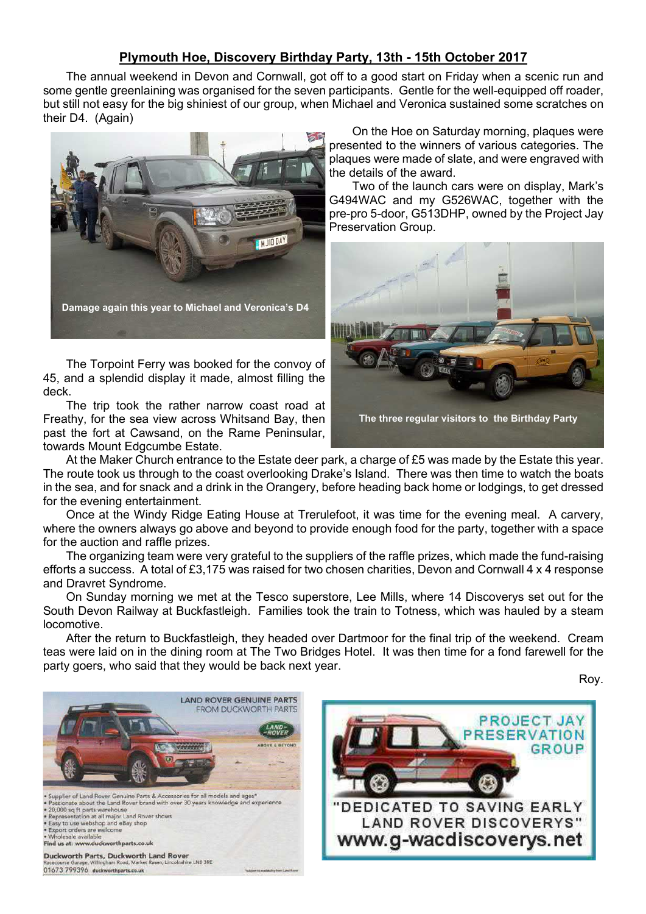## Plymouth Hoe, Discovery Birthday Party, 13th - 15th October 2017

The annual weekend in Devon and Cornwall, got off to a good start on Friday when a scenic run and some gentle greenlaining was organised for the seven participants. Gentle for the well-equipped off roader, but still not easy for the big shiniest of our group, when Michael and Veronica sustained some scratches on their D4. (Again)

**Damage again this year to Michael and Veronica's D4**

On the Hoe on Saturday morning, plaques were presented to the winners of various categories. The plaques were made of slate, and were engraved with the details of the award.

Two of the launch cars were on display, Mark's G494WAC and my G526WAC, together with the pre-pro 5-door, G513DHP, owned by the Project Jay Preservation Group.

**The three regular visitors to the Birthday Party**

The Torpoint Ferry was booked for the convoy of 45, and a splendid display it made, almost filling the deck.

The trip took the rather narrow coast road at Freathy, for the sea view across Whitsand Bay, then past the fort at Cawsand, on the Rame Peninsular, towards Mount Edgcumbe Estate.

At the Maker Church entrance to the Estate deer park, a charge of £5 was made by the Estate this year. The route took us through to the coast overlooking Drake's Island. There was then time to watch the boats in the sea, and for snack and a drink in the Orangery, before heading back home or lodgings, to get dressed for the evening entertainment.

Once at the Windy Ridge Eating House at Trerulefoot, it was time for the evening meal. A carvery, where the owners always go above and beyond to provide enough food for the party, together with a space for the auction and raffle prizes.

The organizing team were very grateful to the suppliers of the raffle prizes, which made the fund-raising efforts a success. A total of £3,175 was raised for two chosen charities, Devon and Cornwall 4 x 4 response and Dravret Syndrome.

On Sunday morning we met at the Tesco superstore, Lee Mills, where 14 Discoverys set out for the South Devon Railway at Buckfastleigh. Families took the train to Totness, which was hauled by a steam locomotive.

After the return to Buckfastleigh, they headed over Dartmoor for the final trip of the weekend. Cream teas were laid on in the dining room at The Two Bridges Hotel. It was then time for a fond farewell for the party goers, who said that they would be back next year.

Roy.

LAND ROVER GENUINE PARTS FROM DUCKWORTH PARTS

- Supplier of Land Rover Genuine Parts & Accessories for all models and ages*
- Passionate about the Land Rover brand with over 30 years knowledge and experience
- 20,000 sq ft parts warehouse
- Representation at all major Land Rover shows
- Easy to use webshop and eBay shop
- Export orders are welcome
- Wholesale available

Find us at: www.duckworthparts.co.uk

**Duckworth Parts, Duckworth Land Rover**
Racecourse Garage, Willingham Road, Market Rasen, Lincolnshire LN8 3RE
01673 799396 duckworthparts.co.uk

*subject to availability from Land Rover

PROJECT JAY PRESERVATION GROUP

"DEDICATED TO SAVING EARLY LAND ROVER DISCOVERYS"

www.g-wacdiscoverys.net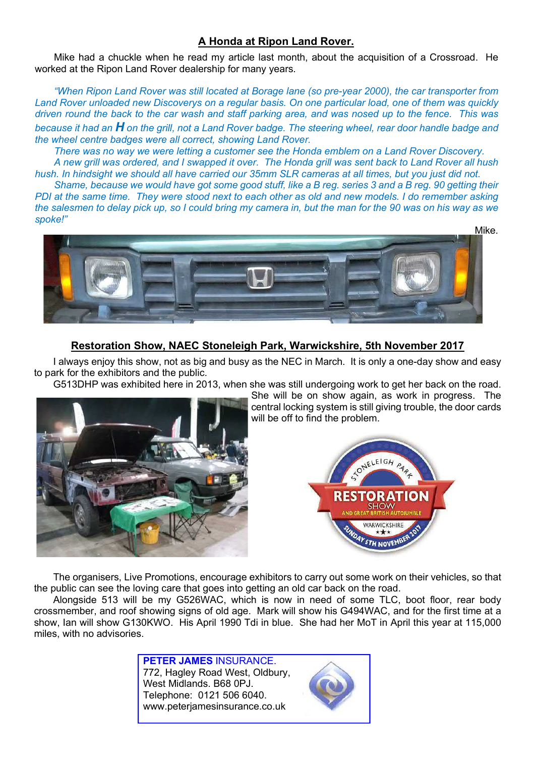## A Honda at Ripon Land Rover.

Mike had a chuckle when he read my article last month, about the acquisition of a Crossroad. He worked at the Ripon Land Rover dealership for many years.

*"When Ripon Land Rover was still located at Borage lane (so pre-year 2000), the car transporter from Land Rover unloaded new Discoverys on a regular basis. On one particular load, one of them was quickly driven round the back to the car wash and staff parking area, and was nosed up to the fence. This was because it had an **H** on the grill, not a Land Rover badge. The steering wheel, rear door handle badge and the wheel centre badges were all correct, showing Land Rover.*

*There was no way we were letting a customer see the Honda emblem on a Land Rover Discovery.*

*A new grill was ordered, and I swapped it over. The Honda grill was sent back to Land Rover all hush hush. In hindsight we should all have carried our 35mm SLR cameras at all times, but you just did not.*

*Shame, because we would have got some good stuff, like a B reg. series 3 and a B reg. 90 getting their PDI at the same time. They were stood next to each other as old and new models. I do remember asking the salesmen to delay pick up, so I could bring my camera in, but the man for the 90 was on his way as we spoke!"*

Mike.

## Restoration Show, NAEC Stoneleigh Park, Warwickshire, 5th November 2017

I always enjoy this show, not as big and busy as the NEC in March. It is only a one-day show and easy to park for the exhibitors and the public.

G513DHP was exhibited here in 2013, when she was still undergoing work to get her back on the road. She will be on show again, as work in progress. The central locking system is still giving trouble, the door cards will be off to find the problem.

The organisers, Live Promotions, encourage exhibitors to carry out some work on their vehicles, so that the public can see the loving care that goes into getting an old car back on the road.

Alongside 513 will be my G526WAC, which is now in need of some TLC, boot floor, rear body crossmember, and roof showing signs of old age. Mark will show his G494WAC, and for the first time at a show, Ian will show G130KWO. His April 1990 Tdi in blue. She had her MoT in April this year at 115,000 miles, with no advisories.

**PETER JAMES** INSURANCE.
772, Hagley Road West, Oldbury,
West Midlands. B68 0PJ.
Telephone: 0121 506 6040.
www.peterjamesinsurance.co.uk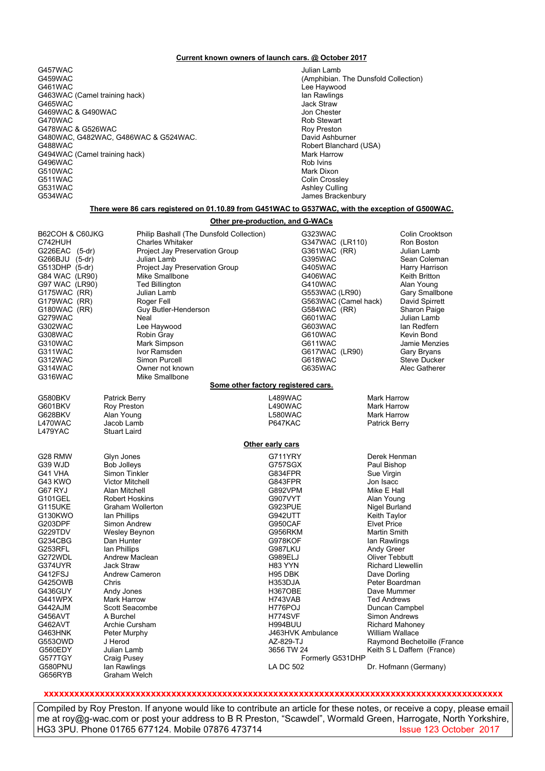## Current known owners of launch cars. @ October 2017

| | |
|---|---|
| G457WAC | Julian Lamb |
| G459WAC | (Amphibian. The Dunsfold Collection) |
| G461WAC | Lee Haywood |
| G463WAC (Camel training hack) | Ian Rawlings |
| G465WAC | Jack Straw |
| G469WAC & G490WAC | Jon Chester |
| G470WAC | Rob Stewart |
| G478WAC & G526WAC | Roy Preston |
| G480WAC, G482WAC, G486WAC & G524WAC. | David Ashburner |
| G488WAC | Robert Blanchard (USA) |
| G494WAC (Camel training hack) | Mark Harrow |
| G496WAC | Rob Ivins |
| G510WAC | Mark Dixon |
| G511WAC | Colin Crossley |
| G531WAC | Ashley Culling |
| G534WAC | James Brackenbury |

**There were 86 cars registered on 01.10.89 from G451WAC to G537WAC, with the exception of G500WAC.**

## Other pre-production, and G-WACs

| | | | |
|---|---|---|---|
| B62COH & C60JKG | Philip Bashall (The Dunsfold Collection) | G323WAC | Colin Crooktson |
| C742HUH | Charles Whitaker | G347WAC (LR110) | Ron Boston |
| G226EAC (5-dr) | Project Jay Preservation Group | G361WAC (RR) | Julian Lamb |
| G266BJU (5-dr) | Julian Lamb | G395WAC | Sean Coleman |
| G513DHP (5-dr) | Project Jay Preservation Group | G405WAC | Harry Harrison |
| G84 WAC (LR90) | Mike Smallbone | G406WAC | Keith Britton |
| G97 WAC (LR90) | Ted Billington | G410WAC | Alan Young |
| G175WAC (RR) | Julian Lamb | G553WAC (LR90) | Gary Smallbone |
| G179WAC (RR) | Roger Fell | G563WAC (Camel hack) | David Spirrett |
| G180WAC (RR) | Guy Butler-Henderson | G584WAC (RR) | Sharon Paige |
| G279WAC | Neal | G601WAC | Julian Lamb |
| G302WAC | Lee Haywood | G603WAC | Ian Redfern |
| G308WAC | Robin Gray | G610WAC | Kevin Bond |
| G310WAC | Mark Simpson | G611WAC | Jamie Menzies |
| G311WAC | Ivor Ramsden | G617WAC (LR90) | Gary Bryans |
| G312WAC | Simon Purcell | G618WAC | Steve Ducker |
| G314WAC | Owner not known | G635WAC | Alec Gatherer |
| G316WAC | Mike Smallbone | | |

## Some other factory registered cars.

| | | | |
|---|---|---|---|
| G580BKV | Patrick Berry | L489WAC | Mark Harrow |
| G601BKV | Roy Preston | L490WAC | Mark Harrow |
| G628BKV | Alan Young | L580WAC | Mark Harrow |
| L470WAC | Jacob Lamb | P647KAC | Patrick Berry |
| L479YAC | Stuart Laird | | |

## Other early cars

| | | | |
|---|---|---|---|
| G28 RMW | Glyn Jones | G711YRY | Derek Henman |
| G39 WJD | Bob Jolleys | G757SGX | Paul Bishop |
| G41 VHA | Simon Tinkler | G834FPR | Sue Virgin |
| G43 KWO | Victor Mitchell | G843FPR | Jon Isacc |
| G67 RYJ | Alan Mitchell | G892VPM | Mike E Hall |
| G101GEL | Robert Hoskins | G907VYT | Alan Young |
| G115UKE | Graham Wollerton | G923PUE | Nigel Burland |
| G130KWO | Ian Phillips | G942UTT | Keith Taylor |
| G203DPF | Simon Andrew | G950CAF | Elvet Price |
| G229TDV | Wesley Beynon | G956RKM | Martin Smith |
| G234CBG | Dan Hunter | G978KOF | Ian Rawlings |
| G253RFL | Ian Phillips | G987LKU | Andy Greer |
| G272WDL | Andrew Maclean | G989ELJ | Oliver Tebbutt |
| G374UYR | Jack Straw | H83 YYN | Richard Llewellin |
| G412FSJ | Andrew Cameron | H95 DBK | Dave Dorling |
| G425OWB | Chris | H353DJA | Peter Boardman |
| G436GUY | Andy Jones | H367OBE | Dave Mummer |
| G441WPX | Mark Harrow | H743VAB | Ted Andrews |
| G442AJM | Scott Seacombe | H776POJ | Duncan Campbel |
| G456AVT | A Burchel | H774SVF | Simon Andrews |
| G462AVT | Archie Cursham | H994BUU | Richard Mahoney |
| G463HNK | Peter Murphy | J463HVK Ambulance | William Wallace |
| G553OWD | J Herod | AZ-829-TJ | Raymond Bechetoile (France |
| G560EDY | Julian Lamb | 3656 TW 24 | Keith S L Daffern (France) |
| G577TGY | Craig Pusey | Formerly G531DHP | |
| G580PNU | Ian Rawlings | LA DC 502 | Dr. Hofmann (Germany) |
| G656RYB | Graham Welch | | |

xxxxxxxxxxxxxxxxxxxxxxxxxxxxxxxxxxxxxxxxxxxxxxxxxxxxxxxxxxxxxxxxxxxxxxxxxxxxxxxxxxxxxxxxxxx

Compiled by Roy Preston. If anyone would like to contribute an article for these notes, or receive a copy, please email me at roy@g-wac.com or post your address to B R Preston, "Scawdel", Wormald Green, Harrogate, North Yorkshire, HG3 3PU. Phone 01765 677124. Mobile 07876 473714 Issue 123 October 2017